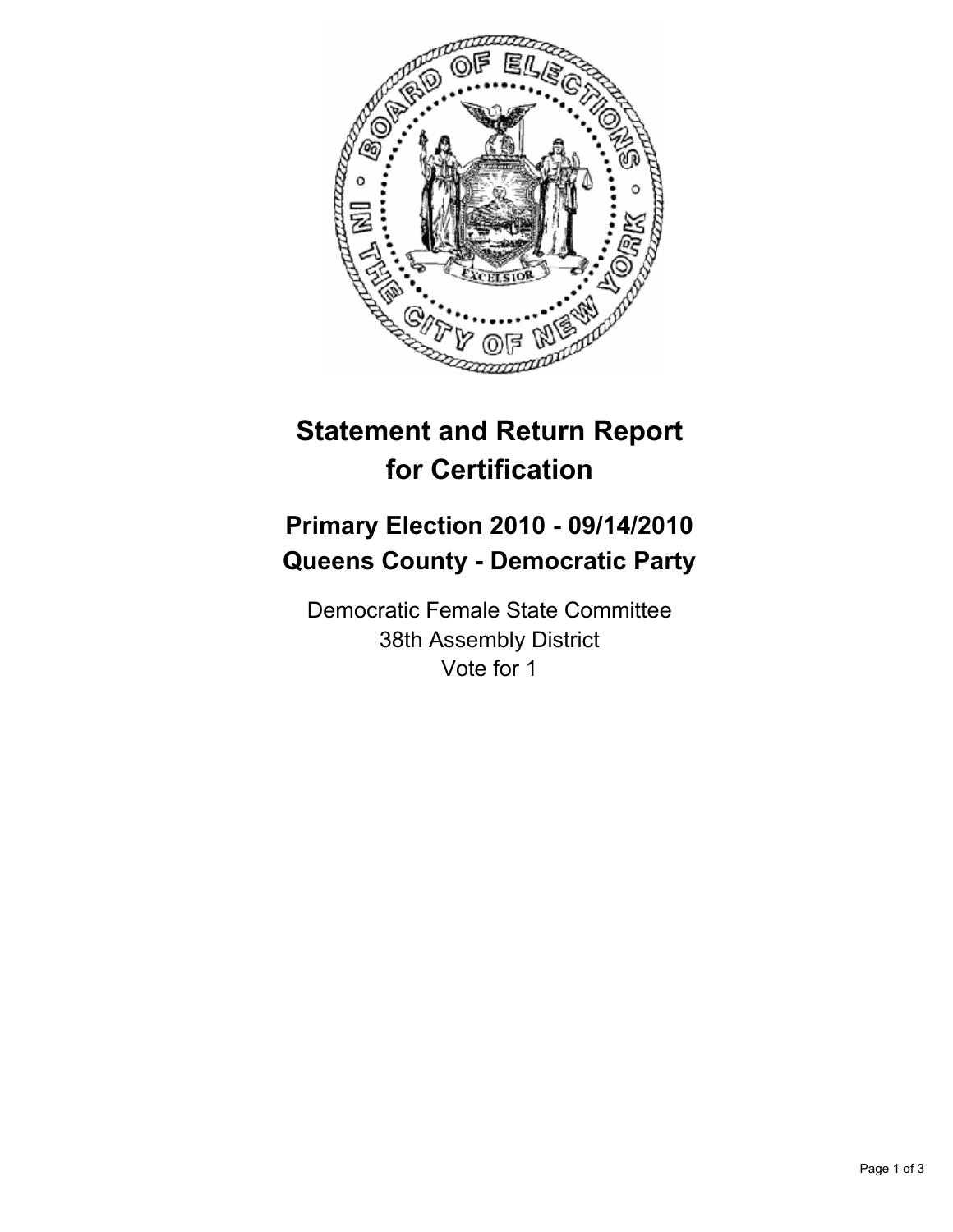# Statement and Return Report for Certification

## Primary Election 2010 - 09/14/2010
## Queens County - Democratic Party

Democratic Female State Committee
38th Assembly District
Vote for 1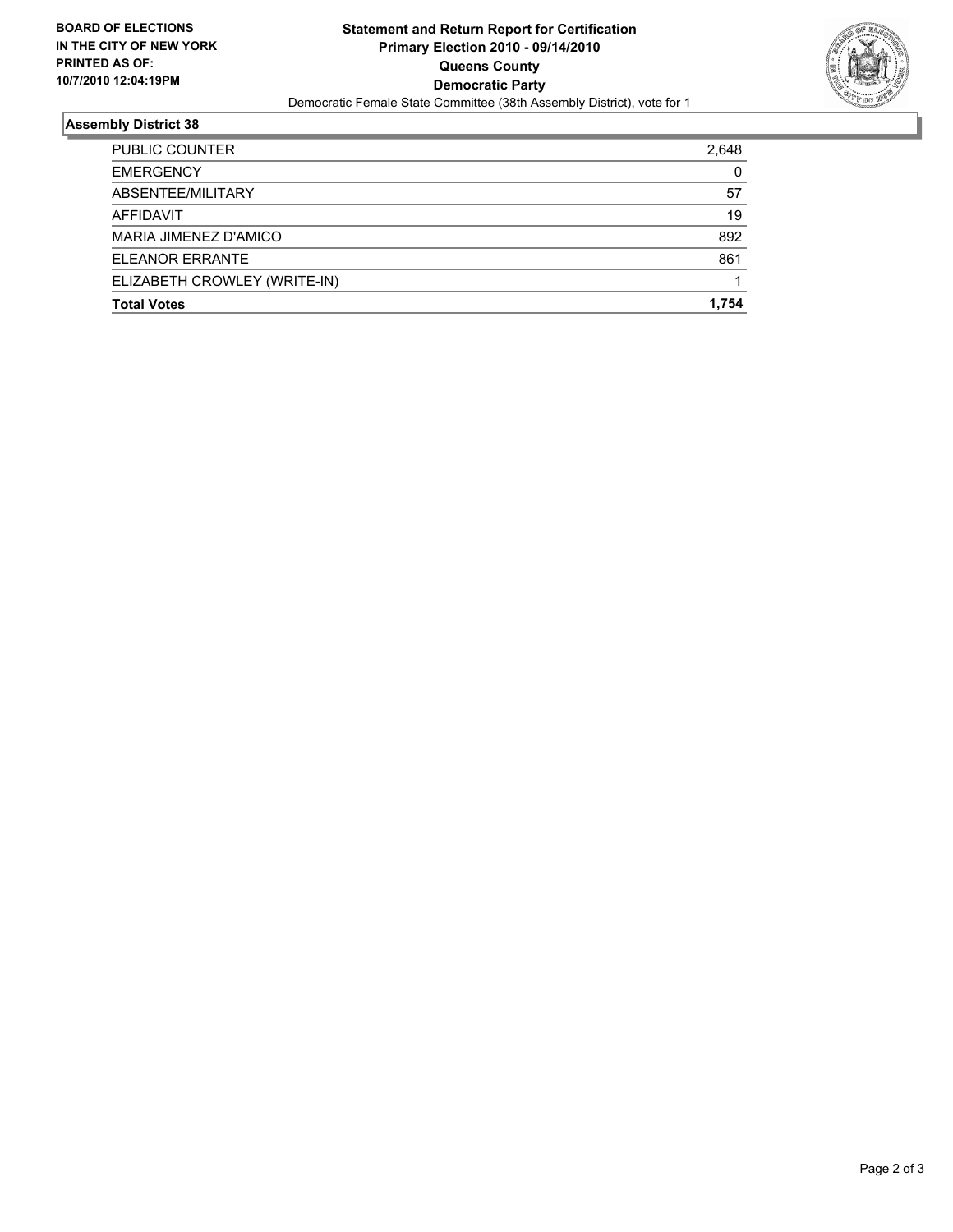**BOARD OF ELECTIONS IN THE CITY OF NEW YORK PRINTED AS OF: 10/7/2010 12:04:19PM**

# Statement and Return Report for Certification
## Primary Election 2010 - 09/14/2010
## Queens County
## Democratic Party

Democratic Female State Committee (38th Assembly District), vote for 1

### Assembly District 38

| | |
|---|---|
| PUBLIC COUNTER | 2,648 |
| EMERGENCY | 0 |
| ABSENTEE/MILITARY | 57 |
| AFFIDAVIT | 19 |
| MARIA JIMENEZ D'AMICO | 892 |
| ELEANOR ERRANTE | 861 |
| ELIZABETH CROWLEY (WRITE-IN) | 1 |
| **Total Votes** | **1,754** |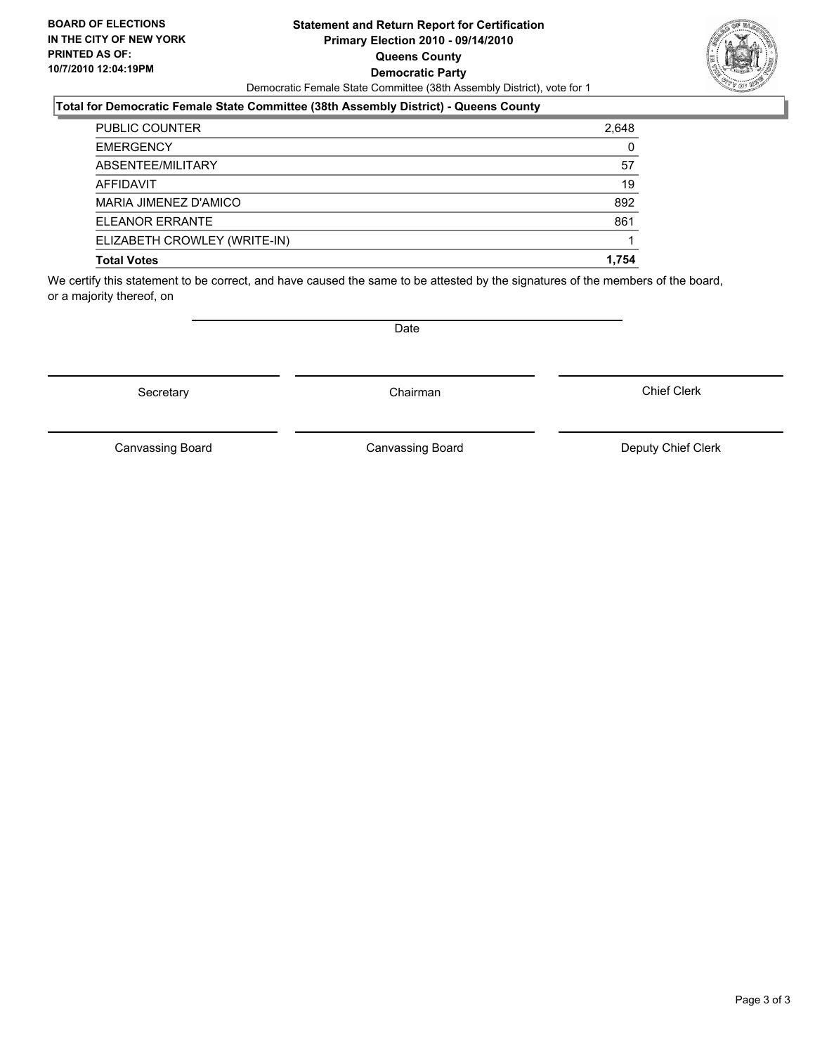**BOARD OF ELECTIONS IN THE CITY OF NEW YORK PRINTED AS OF: 10/7/2010 12:04:19PM**

**Statement and Return Report for Certification**
**Primary Election 2010 - 09/14/2010**
**Queens County**
**Democratic Party**

Democratic Female State Committee (38th Assembly District), vote for 1

**Total for Democratic Female State Committee (38th Assembly District) - Queens County**

| | |
|---|---|
| PUBLIC COUNTER | 2,648 |
| EMERGENCY | 0 |
| ABSENTEE/MILITARY | 57 |
| AFFIDAVIT | 19 |
| MARIA JIMENEZ D'AMICO | 892 |
| ELEANOR ERRANTE | 861 |
| ELIZABETH CROWLEY (WRITE-IN) | 1 |
| **Total Votes** | **1,754** |

We certify this statement to be correct, and have caused the same to be attested by the signatures of the members of the board, or a majority thereof, on

Date

Secretary

Chairman

Chief Clerk

Canvassing Board

Canvassing Board

Deputy Chief Clerk